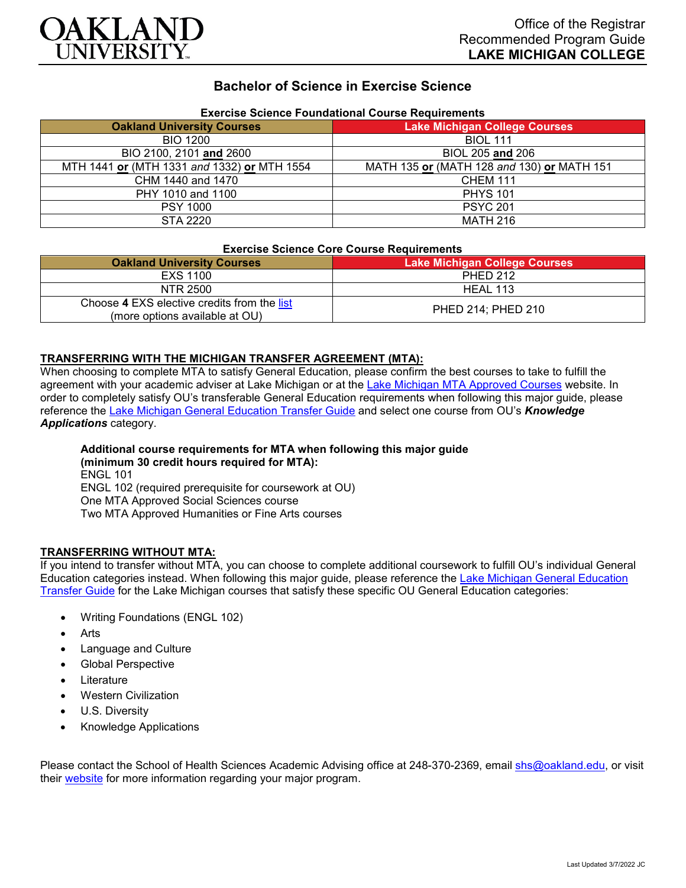# OAKLAND UNIVERSITY

Office of the Registrar
Recommended Program Guide
**LAKE MICHIGAN COLLEGE**

## Bachelor of Science in Exercise Science

### Exercise Science Foundational Course Requirements

| Oakland University Courses | Lake Michigan College Courses |
|---|---|
| BIO 1200 | BIOL 111 |
| BIO 2100, 2101 **and** 2600 | BIOL 205 **and** 206 |
| MTH 1441 **or** (MTH 1331 *and* 1332) **or** MTH 1554 | MATH 135 **or** (MATH 128 *and* 130) **or** MATH 151 |
| CHM 1440 and 1470 | CHEM 111 |
| PHY 1010 and 1100 | PHYS 101 |
| PSY 1000 | PSYC 201 |
| STA 2220 | MATH 216 |

### Exercise Science Core Course Requirements

| Oakland University Courses | Lake Michigan College Courses |
|---|---|
| EXS 1100 | PHED 212 |
| NTR 2500 | HEAL 113 |
| Choose **4** EXS elective credits from the list (more options available at OU) | PHED 214; PHED 210 |

**TRANSFERRING WITH THE MICHIGAN TRANSFER AGREEMENT (MTA):**

When choosing to complete MTA to satisfy General Education, please confirm the best courses to take to fulfill the agreement with your academic adviser at Lake Michigan or at the Lake Michigan MTA Approved Courses website. In order to completely satisfy OU's transferable General Education requirements when following this major guide, please reference the Lake Michigan General Education Transfer Guide and select one course from OU's ***Knowledge Applications*** category.

**Additional course requirements for MTA when following this major guide (minimum 30 credit hours required for MTA):**
ENGL 101
ENGL 102 (required prerequisite for coursework at OU)
One MTA Approved Social Sciences course
Two MTA Approved Humanities or Fine Arts courses

**TRANSFERRING WITHOUT MTA:**

If you intend to transfer without MTA, you can choose to complete additional coursework to fulfill OU's individual General Education categories instead. When following this major guide, please reference the Lake Michigan General Education Transfer Guide for the Lake Michigan courses that satisfy these specific OU General Education categories:

- Writing Foundations (ENGL 102)
- Arts
- Language and Culture
- Global Perspective
- Literature
- Western Civilization
- U.S. Diversity
- Knowledge Applications

Please contact the School of Health Sciences Academic Advising office at 248-370-2369, email shs@oakland.edu, or visit their website for more information regarding your major program.

Last Updated 3/7/2022 JC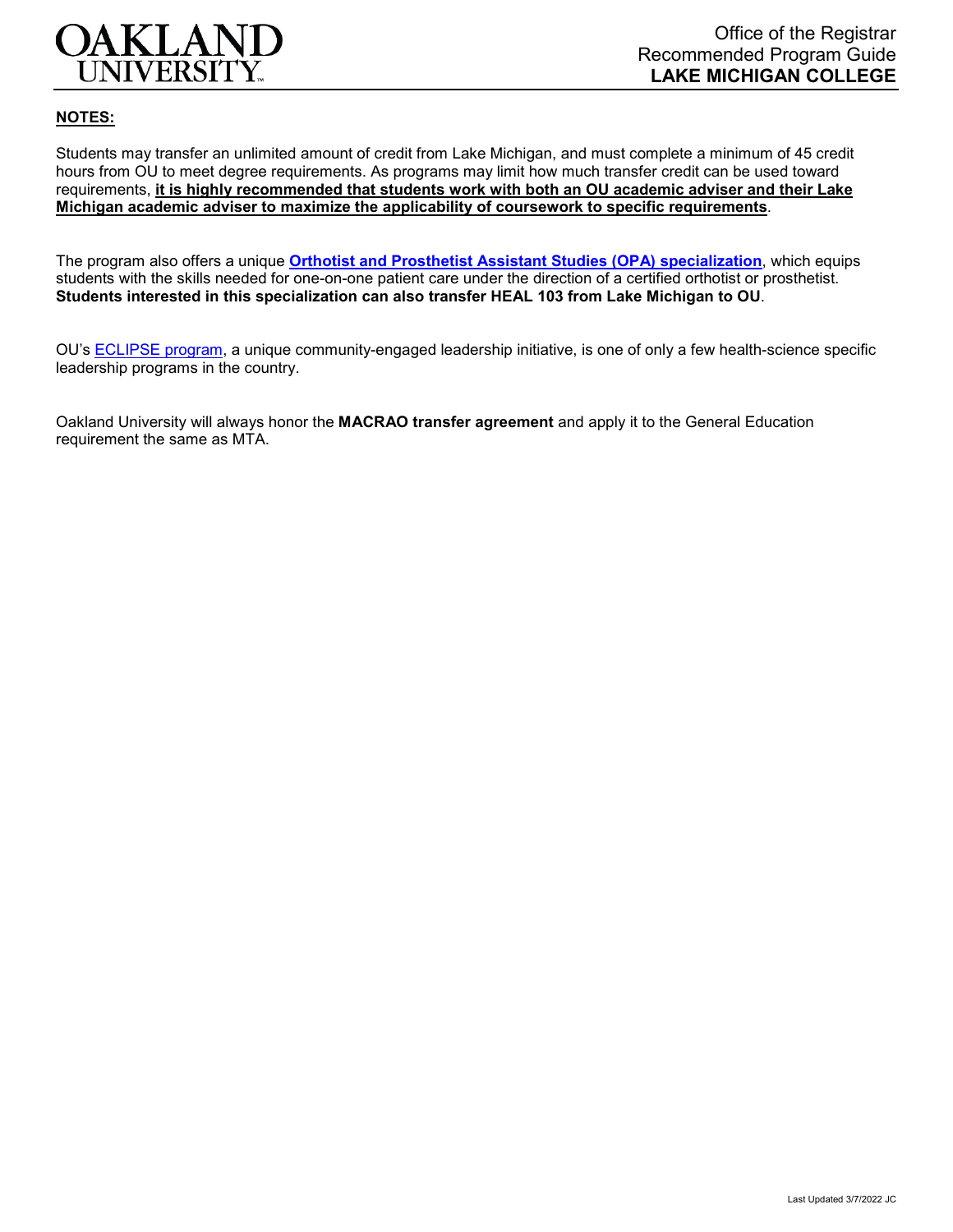**NOTES:**

Students may transfer an unlimited amount of credit from Lake Michigan, and must complete a minimum of 45 credit hours from OU to meet degree requirements. As programs may limit how much transfer credit can be used toward requirements, **it is highly recommended that students work with both an OU academic adviser and their Lake Michigan academic adviser to maximize the applicability of coursework to specific requirements**.

The program also offers a unique **Orthotist and Prosthetist Assistant Studies (OPA) specialization**, which equips students with the skills needed for one-on-one patient care under the direction of a certified orthotist or prosthetist. **Students interested in this specialization can also transfer HEAL 103 from Lake Michigan to OU**.

OU's ECLIPSE program, a unique community-engaged leadership initiative, is one of only a few health-science specific leadership programs in the country.

Oakland University will always honor the **MACRAO transfer agreement** and apply it to the General Education requirement the same as MTA.

Last Updated 3/7/2022 JC